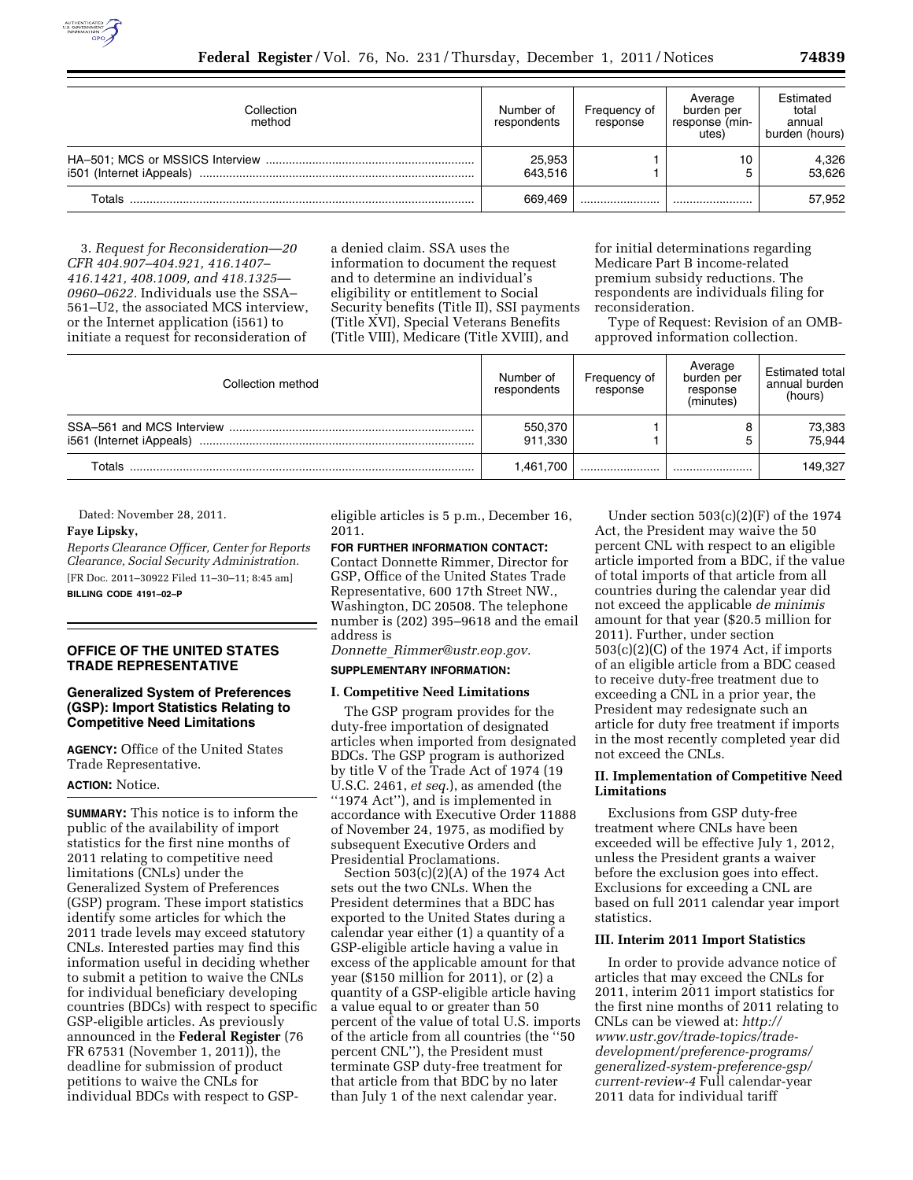| Collection method | Number of respondents | Frequency of response | Average burden per response (minutes) | Estimated total annual burden (hours) |
|---|---|---|---|---|
| HA–501; MCS or MSSICS Interview | 25,953 | 1 | 10 | 4,326 |
| i501 (Internet iAppeals) | 643,516 | 1 | 5 | 53,626 |
| Totals | 669,469 | | | 57,952 |

3. *Request for Reconsideration—20 CFR 404.907–404.921, 416.1407–416.1421, 408.1009, and 418.1325—0960–0622.* Individuals use the SSA–561–U2, the associated MCS interview, or the Internet application (i561) to initiate a request for reconsideration of a denied claim. SSA uses the information to document the request and to determine an individual's eligibility or entitlement to Social Security benefits (Title II), SSI payments (Title XVI), Special Veterans Benefits (Title VIII), Medicare (Title XVIII), and for initial determinations regarding Medicare Part B income-related premium subsidy reductions. The respondents are individuals filing for reconsideration.

Type of Request: Revision of an OMB-approved information collection.

| Collection method | Number of respondents | Frequency of response | Average burden per response (minutes) | Estimated total annual burden (hours) |
|---|---|---|---|---|
| SSA–561 and MCS Interview | 550,370 | 1 | 8 | 73,383 |
| i561 (Internet iAppeals) | 911,330 | 1 | 5 | 75,944 |
| Totals | 1,461,700 | | | 149,327 |

Dated: November 28, 2011.

**Faye Lipsky,**

*Reports Clearance Officer, Center for Reports Clearance, Social Security Administration.*

[FR Doc. 2011–30922 Filed 11–30–11; 8:45 am]

**BILLING CODE 4191–02–P**

## OFFICE OF THE UNITED STATES TRADE REPRESENTATIVE

### Generalized System of Preferences (GSP): Import Statistics Relating to Competitive Need Limitations

**AGENCY:** Office of the United States Trade Representative.

**ACTION:** Notice.

**SUMMARY:** This notice is to inform the public of the availability of import statistics for the first nine months of 2011 relating to competitive need limitations (CNLs) under the Generalized System of Preferences (GSP) program. These import statistics identify some articles for which the 2011 trade levels may exceed statutory CNLs. Interested parties may find this information useful in deciding whether to submit a petition to waive the CNLs for individual beneficiary developing countries (BDCs) with respect to specific GSP-eligible articles. As previously announced in the **Federal Register** (76 FR 67531 (November 1, 2011)), the deadline for submission of product petitions to waive the CNLs for individual BDCs with respect to GSP-eligible articles is 5 p.m., December 16, 2011.

**FOR FURTHER INFORMATION CONTACT:** Contact Donnette Rimmer, Director for GSP, Office of the United States Trade Representative, 600 17th Street NW., Washington, DC 20508. The telephone number is (202) 395–9618 and the email address is *Donnette_Rimmer@ustr.eop.gov.*

**SUPPLEMENTARY INFORMATION:**

#### I. Competitive Need Limitations

The GSP program provides for the duty-free importation of designated articles when imported from designated BDCs. The GSP program is authorized by title V of the Trade Act of 1974 (19 U.S.C. 2461, *et seq.*), as amended (the ''1974 Act''), and is implemented in accordance with Executive Order 11888 of November 24, 1975, as modified by subsequent Executive Orders and Presidential Proclamations.

Section 503(c)(2)(A) of the 1974 Act sets out the two CNLs. When the President determines that a BDC has exported to the United States during a calendar year either (1) a quantity of a GSP-eligible article having a value in excess of the applicable amount for that year ($150 million for 2011), or (2) a quantity of a GSP-eligible article having a value equal to or greater than 50 percent of the value of total U.S. imports of the article from all countries (the ''50 percent CNL''), the President must terminate GSP duty-free treatment for that article from that BDC by no later than July 1 of the next calendar year.

Under section 503(c)(2)(F) of the 1974 Act, the President may waive the 50 percent CNL with respect to an eligible article imported from a BDC, if the value of total imports of that article from all countries during the calendar year did not exceed the applicable *de minimis* amount for that year ($20.5 million for 2011). Further, under section 503(c)(2)(C) of the 1974 Act, if imports of an eligible article from a BDC ceased to receive duty-free treatment due to exceeding a CNL in a prior year, the President may redesignate such an article for duty free treatment if imports in the most recently completed year did not exceed the CNLs.

#### II. Implementation of Competitive Need Limitations

Exclusions from GSP duty-free treatment where CNLs have been exceeded will be effective July 1, 2012, unless the President grants a waiver before the exclusion goes into effect. Exclusions for exceeding a CNL are based on full 2011 calendar year import statistics.

#### III. Interim 2011 Import Statistics

In order to provide advance notice of articles that may exceed the CNLs for 2011, interim 2011 import statistics for the first nine months of 2011 relating to CNLs can be viewed at: *http://www.ustr.gov/trade-development/preference-programs/generalized-system-preference-gsp/current-review-4* Full calendar-year 2011 data for individual tariff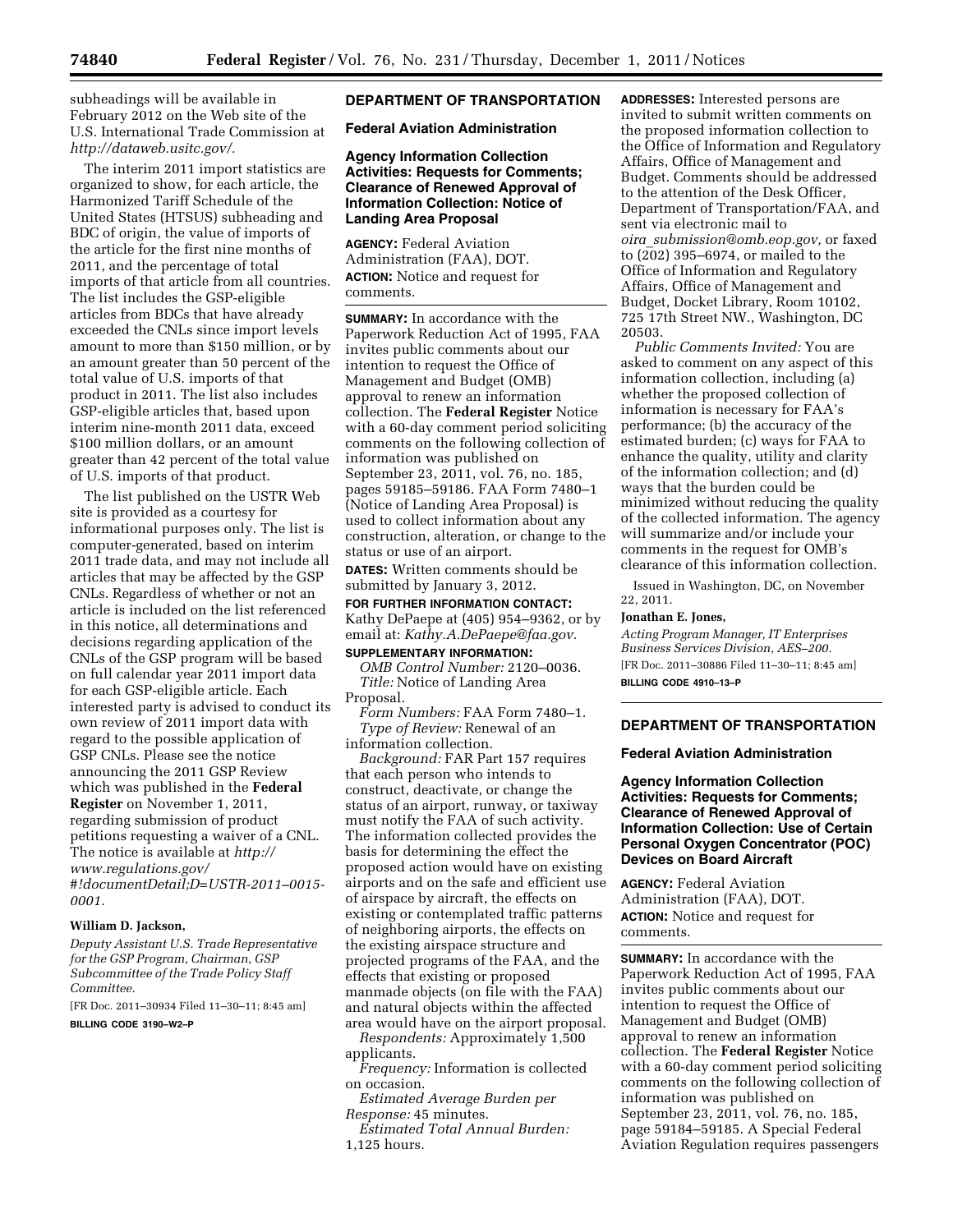subheadings will be available in February 2012 on the Web site of the U.S. International Trade Commission at *http://dataweb.usitc.gov/.*

The interim 2011 import statistics are organized to show, for each article, the Harmonized Tariff Schedule of the United States (HTSUS) subheading and BDC of origin, the value of imports of the article for the first nine months of 2011, and the percentage of total imports of that article from all countries. The list includes the GSP-eligible articles from BDCs that have already exceeded the CNLs since import levels amount to more than $150 million, or by an amount greater than 50 percent of the total value of U.S. imports of that product in 2011. The list also includes GSP-eligible articles that, based upon interim nine-month 2011 data, exceed $100 million dollars, or an amount greater than 42 percent of the total value of U.S. imports of that product.

The list published on the USTR Web site is provided as a courtesy for informational purposes only. The list is computer-generated, based on interim 2011 trade data, and may not include all articles that may be affected by the GSP CNLs. Regardless of whether or not an article is included on the list referenced in this notice, all determinations and decisions regarding application of the CNLs of the GSP program will be based on full calendar year 2011 import data for each GSP-eligible article. Each interested party is advised to conduct its own review of 2011 import data with regard to the possible application of GSP CNLs. Please see the notice announcing the 2011 GSP Review which was published in the **Federal Register** on November 1, 2011, regarding submission of product petitions requesting a waiver of a CNL. The notice is available at *http://www.regulations.gov/#!documentDetail;D=USTR-2011-0015-0001.*

**William D. Jackson,**

*Deputy Assistant U.S. Trade Representative for the GSP Program, Chairman, GSP Subcommittee of the Trade Policy Staff Committee.*

[FR Doc. 2011–30934 Filed 11–30–11; 8:45 am]

**BILLING CODE 3190–W2–P**

## DEPARTMENT OF TRANSPORTATION

### Federal Aviation Administration

### Agency Information Collection Activities: Requests for Comments; Clearance of Renewed Approval of Information Collection: Notice of Landing Area Proposal

**AGENCY:** Federal Aviation Administration (FAA), DOT.

**ACTION:** Notice and request for comments.

**SUMMARY:** In accordance with the Paperwork Reduction Act of 1995, FAA invites public comments about our intention to request the Office of Management and Budget (OMB) approval to renew an information collection. The **Federal Register** Notice with a 60-day comment period soliciting comments on the following collection of information was published on September 23, 2011, vol. 76, no. 185, pages 59185–59186. FAA Form 7480–1 (Notice of Landing Area Proposal) is used to collect information about any construction, alteration, or change to the status or use of an airport.

**DATES:** Written comments should be submitted by January 3, 2012.

**FOR FURTHER INFORMATION CONTACT:** Kathy DePaepe at (405) 954–9362, or by email at: *Kathy.A.DePaepe@faa.gov.*

**SUPPLEMENTARY INFORMATION:**

*OMB Control Number:* 2120–0036.

*Title:* Notice of Landing Area Proposal.

*Form Numbers:* FAA Form 7480–1.

*Type of Review:* Renewal of an information collection.

*Background:* FAR Part 157 requires that each person who intends to construct, deactivate, or change the status of an airport, runway, or taxiway must notify the FAA of such activity. The information collected provides the basis for determining the effect the proposed action would have on existing airports and on the safe and efficient use of airspace by aircraft, the effects on existing or contemplated traffic patterns of neighboring airports, the effects on the existing airspace structure and projected programs of the FAA, and the effects that existing or proposed manmade objects (on file with the FAA) and natural objects within the affected area would have on the airport proposal.

*Respondents:* Approximately 1,500 applicants.

*Frequency:* Information is collected on occasion.

*Estimated Average Burden per Response:* 45 minutes.

*Estimated Total Annual Burden:* 1,125 hours.

**ADDRESSES:** Interested persons are invited to submit written comments on the proposed information collection to the Office of Information and Regulatory Affairs, Office of Management and Budget. Comments should be addressed to the attention of the Desk Officer, Department of Transportation/FAA, and sent via electronic mail to *oira_submission@omb.eop.gov,* or faxed to (202) 395–6974, or mailed to the Office of Information and Regulatory Affairs, Office of Management and Budget, Docket Library, Room 10102, 725 17th Street NW., Washington, DC 20503.

*Public Comments Invited:* You are asked to comment on any aspect of this information collection, including (a) whether the proposed collection of information is necessary for FAA's performance; (b) the accuracy of the estimated burden; (c) ways for FAA to enhance the quality, utility and clarity of the information collection; and (d) ways that the burden could be minimized without reducing the quality of the collected information. The agency will summarize and/or include your comments in the request for OMB's clearance of this information collection.

Issued in Washington, DC, on November 22, 2011.

**Jonathan E. Jones,**

*Acting Program Manager, IT Enterprises Business Services Division, AES–200.*

[FR Doc. 2011–30886 Filed 11–30–11; 8:45 am]

**BILLING CODE 4910–13–P**

## DEPARTMENT OF TRANSPORTATION

### Federal Aviation Administration

### Agency Information Collection Activities: Requests for Comments; Clearance of Renewed Approval of Information Collection: Use of Certain Personal Oxygen Concentrator (POC) Devices on Board Aircraft

**AGENCY:** Federal Aviation Administration (FAA), DOT.

**ACTION:** Notice and request for comments.

**SUMMARY:** In accordance with the Paperwork Reduction Act of 1995, FAA invites public comments about our intention to request the Office of Management and Budget (OMB) approval to renew an information collection. The **Federal Register** Notice with a 60-day comment period soliciting comments on the following collection of information was published on September 23, 2011, vol. 76, no. 185, page 59184–59185. A Special Federal Aviation Regulation requires passengers